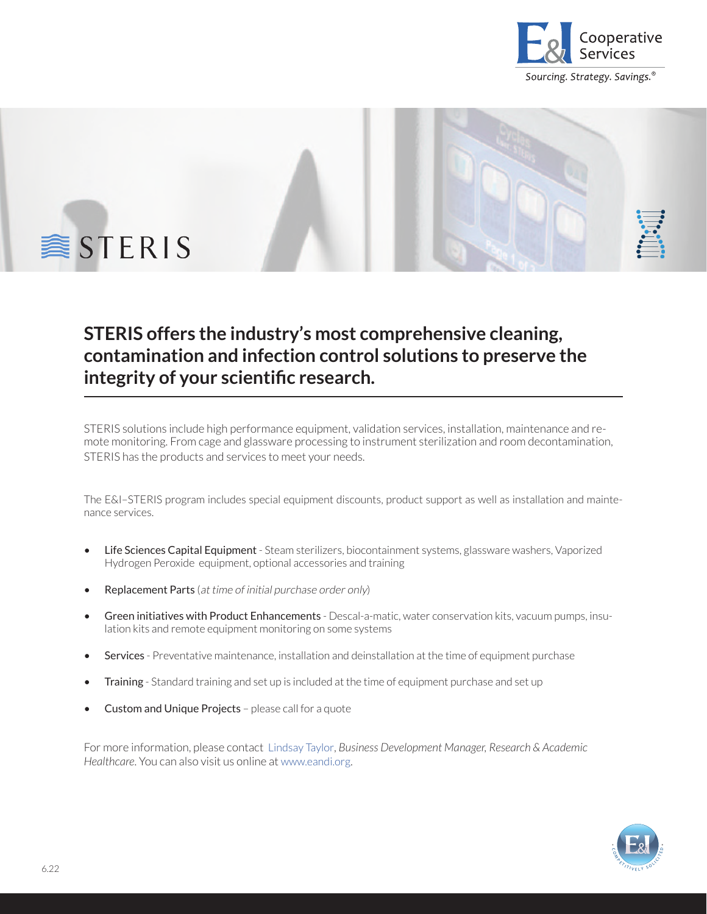E&I Cooperative Services

*Sourcing. Strategy. Savings.®*

STERIS

## STERIS offers the industry's most comprehensive cleaning, contamination and infection control solutions to preserve the integrity of your scientific research.

STERIS solutions include high performance equipment, validation services, installation, maintenance and remote monitoring. From cage and glassware processing to instrument sterilization and room decontamination, STERIS has the products and services to meet your needs.

The E&I–STERIS program includes special equipment discounts, product support as well as installation and maintenance services.

- Life Sciences Capital Equipment - Steam sterilizers, biocontainment systems, glassware washers, Vaporized Hydrogen Peroxide equipment, optional accessories and training
- Replacement Parts (*at time of initial purchase order only*)
- Green initiatives with Product Enhancements - Descal-a-matic, water conservation kits, vacuum pumps, insulation kits and remote equipment monitoring on some systems
- Services - Preventative maintenance, installation and deinstallation at the time of equipment purchase
- Training - Standard training and set up is included at the time of equipment purchase and set up
- Custom and Unique Projects – please call for a quote

For more information, please contact Lindsay Taylor, *Business Development Manager, Research & Academic Healthcare*. You can also visit us online at www.eandi.org.

6.22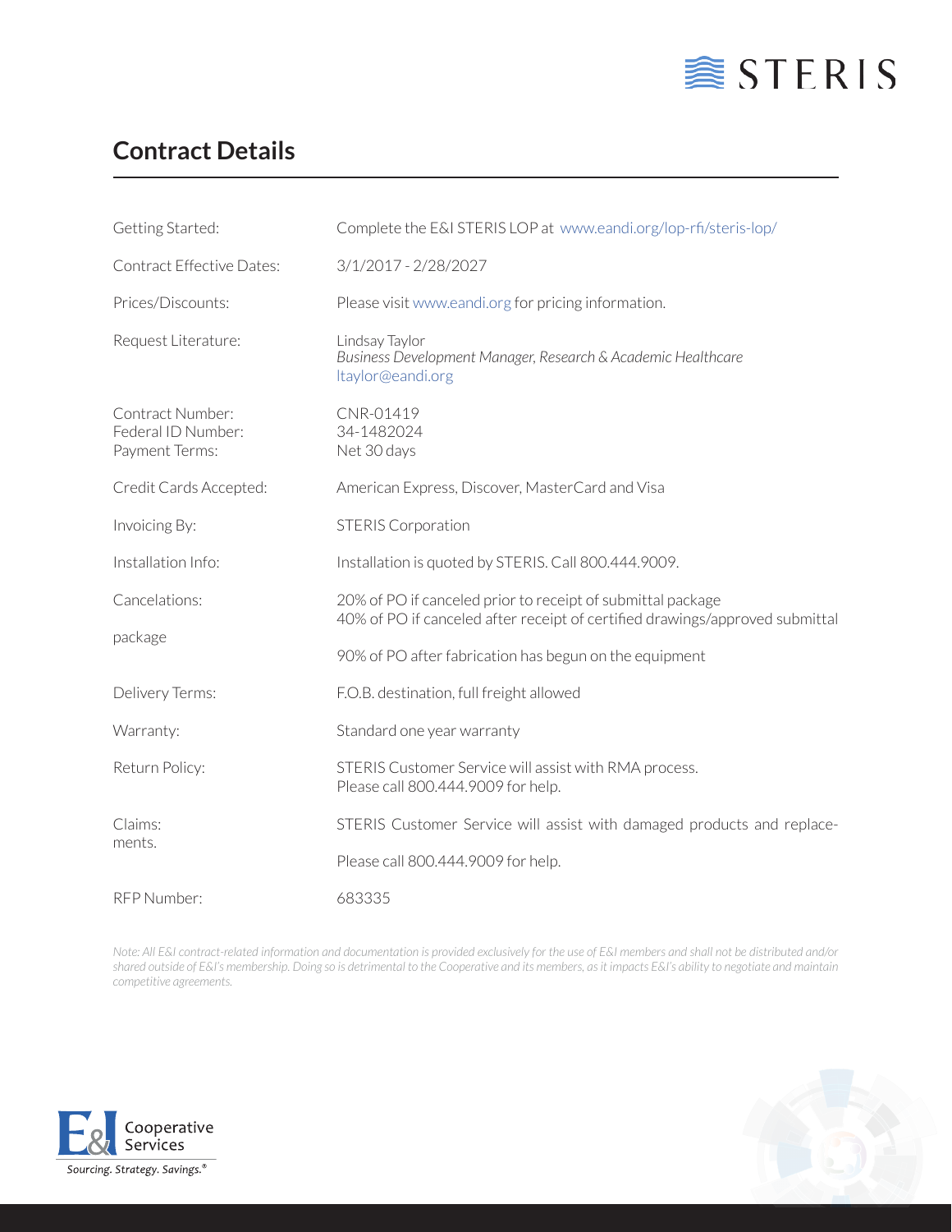## Contract Details

| | |
|---|---|
| Getting Started: | Complete the E&I STERIS LOP at www.eandi.org/lop-rfi/steris-lop/ |
| Contract Effective Dates: | 3/1/2017 - 2/28/2027 |
| Prices/Discounts: | Please visit www.eandi.org for pricing information. |
| Request Literature: | Lindsay Taylor<br>*Business Development Manager, Research & Academic Healthcare*<br>ltaylor@eandi.org |
| Contract Number:<br>Federal ID Number:<br>Payment Terms: | CNR-01419<br>34-1482024<br>Net 30 days |
| Credit Cards Accepted: | American Express, Discover, MasterCard and Visa |
| Invoicing By: | STERIS Corporation |
| Installation Info: | Installation is quoted by STERIS. Call 800.444.9009. |
| Cancelations: | 20% of PO if canceled prior to receipt of submittal package<br>40% of PO if canceled after receipt of certified drawings/approved submittal package<br>90% of PO after fabrication has begun on the equipment |
| Delivery Terms: | F.O.B. destination, full freight allowed |
| Warranty: | Standard one year warranty |
| Return Policy: | STERIS Customer Service will assist with RMA process.<br>Please call 800.444.9009 for help. |
| Claims: | STERIS Customer Service will assist with damaged products and replacements.<br>Please call 800.444.9009 for help. |
| RFP Number: | 683335 |

*Note: All E&I contract-related information and documentation is provided exclusively for the use of E&I members and shall not be distributed and/or shared outside of E&I's membership. Doing so is detrimental to the Cooperative and its members, as it impacts E&I's ability to negotiate and maintain competitive agreements.*

E&I Cooperative Services

*Sourcing. Strategy. Savings.®*